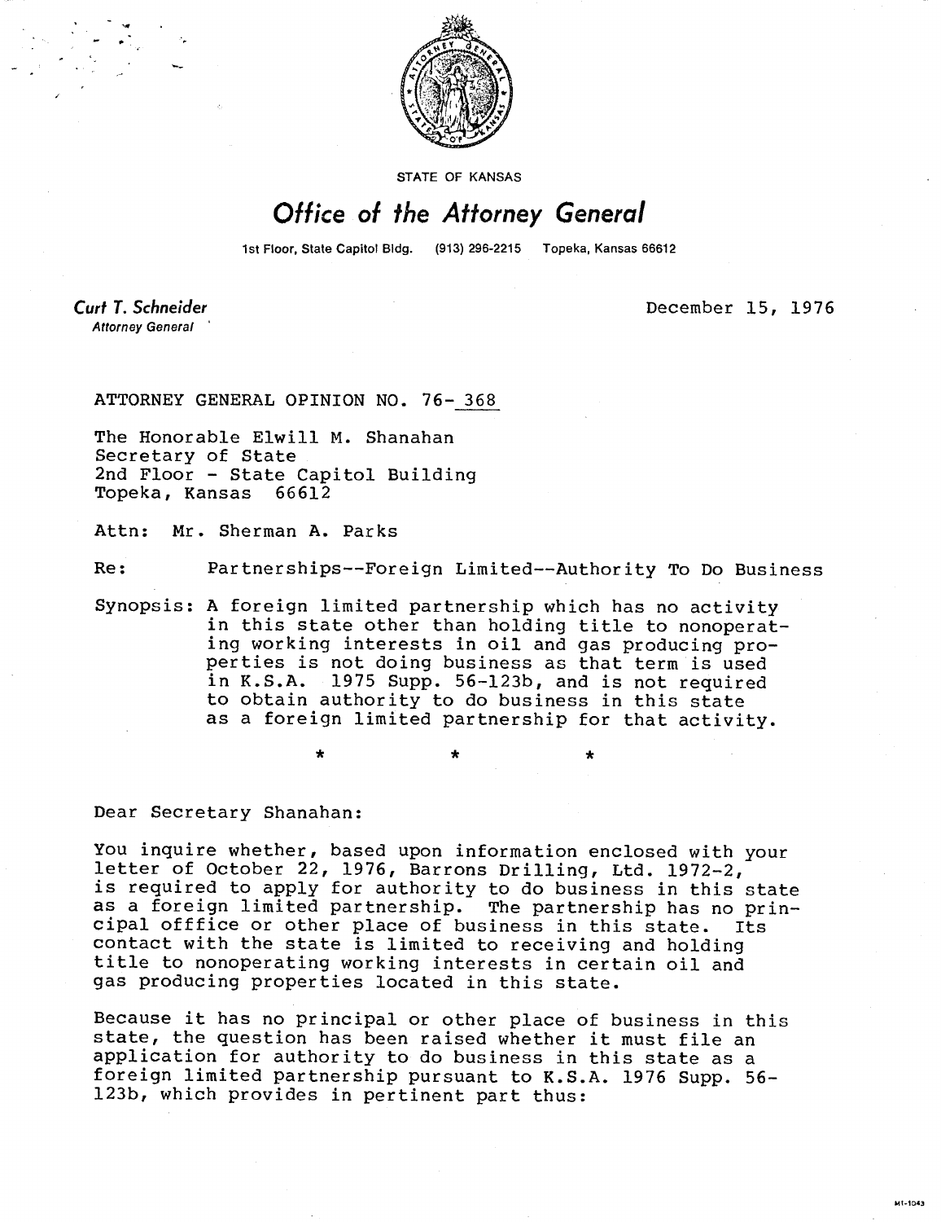STATE OF KANSAS

# Office of the Attorney General

1st Floor, State Capitol Bldg. (913) 296-2215 Topeka, Kansas 66612

**Curt T. Schneider**
*Attorney General*

December 15, 1976

ATTORNEY GENERAL OPINION NO. 76-368

The Honorable Elwill M. Shanahan
Secretary of State
2nd Floor - State Capitol Building
Topeka, Kansas 66612

Attn: Mr. Sherman A. Parks

Re: Partnerships--Foreign Limited--Authority To Do Business

Synopsis: A foreign limited partnership which has no activity in this state other than holding title to nonoperating working interests in oil and gas producing properties is not doing business as that term is used in K.S.A. 1975 Supp. 56-123b, and is not required to obtain authority to do business in this state as a foreign limited partnership for that activity.

\* \* \*

Dear Secretary Shanahan:

You inquire whether, based upon information enclosed with your letter of October 22, 1976, Barrons Drilling, Ltd. 1972-2, is required to apply for authority to do business in this state as a foreign limited partnership. The partnership has no principal offfice or other place of business in this state. Its contact with the state is limited to receiving and holding title to nonoperating working interests in certain oil and gas producing properties located in this state.

Because it has no principal or other place of business in this state, the question has been raised whether it must file an application for authority to do business in this state as a foreign limited partnership pursuant to K.S.A. 1976 Supp. 56-123b, which provides in pertinent part thus: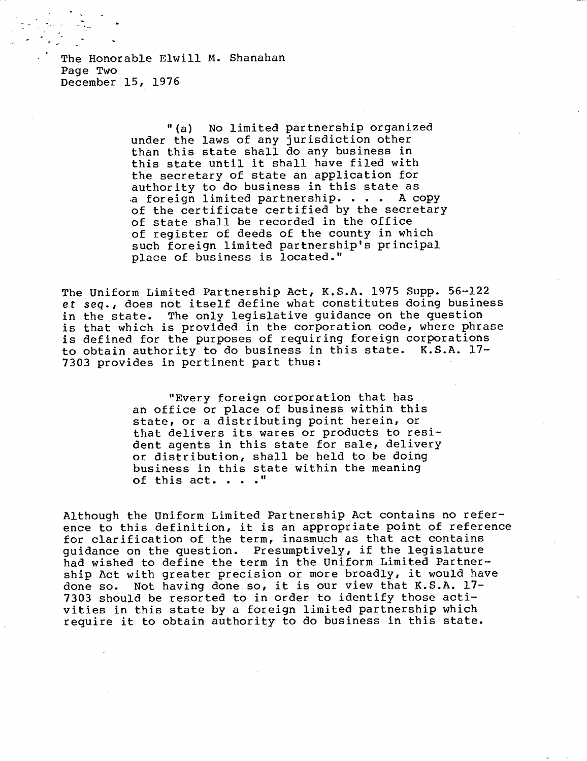"(a) No limited partnership organized under the laws of any jurisdiction other than this state shall do any business in this state until it shall have filed with the secretary of state an application for authority to do business in this state as a foreign limited partnership. . . . A copy of the certificate certified by the secretary of state shall be recorded in the office of register of deeds of the county in which such foreign limited partnership's principal place of business is located."

The Uniform Limited Partnership Act, K.S.A. 1975 Supp. 56-122 *et seq.*, does not itself define what constitutes doing business in the state. The only legislative guidance on the question is that which is provided in the corporation code, where phrase is defined for the purposes of requiring foreign corporations to obtain authority to do business in this state. K.S.A. 17-7303 provides in pertinent part thus:

"Every foreign corporation that has an office or place of business within this state, or a distributing point herein, or that delivers its wares or products to resident agents in this state for sale, delivery or distribution, shall be held to be doing business in this state within the meaning of this act. . . ."

Although the Uniform Limited Partnership Act contains no reference to this definition, it is an appropriate point of reference for clarification of the term, inasmuch as that act contains guidance on the question. Presumptively, if the legislature had wished to define the term in the Uniform Limited Partnership Act with greater precision or more broadly, it would have done so. Not having done so, it is our view that K.S.A. 17-7303 should be resorted to in order to identify those activities in this state by a foreign limited partnership which require it to obtain authority to do business in this state.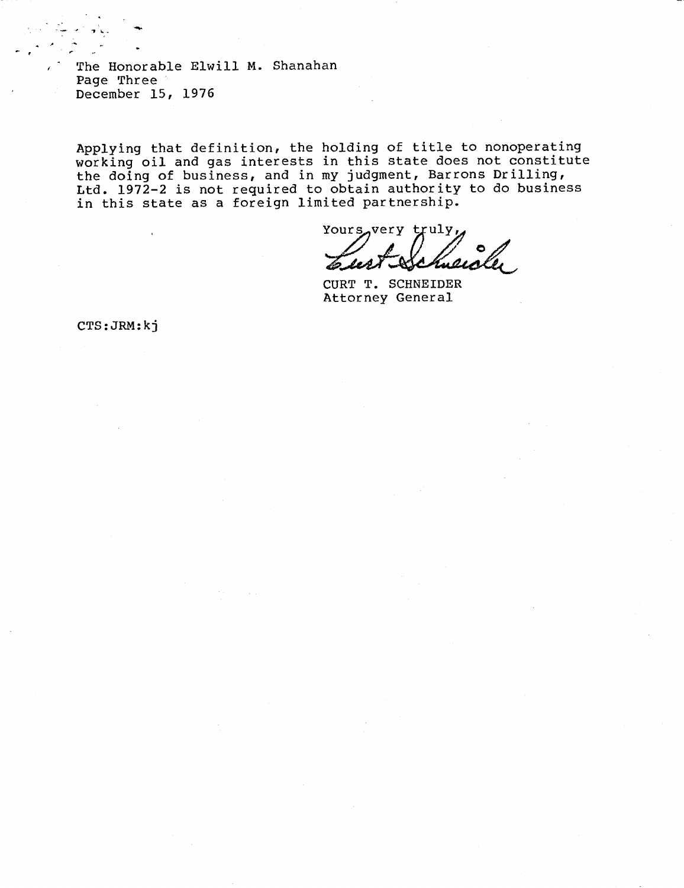The Honorable Elwill M. Shanahan
Page Three
December 15, 1976

Applying that definition, the holding of title to nonoperating working oil and gas interests in this state does not constitute the doing of business, and in my judgment, Barrons Drilling, Ltd. 1972-2 is not required to obtain authority to do business in this state as a foreign limited partnership.

Yours very truly,

CURT T. SCHNEIDER
Attorney General

CTS:JRM:kj